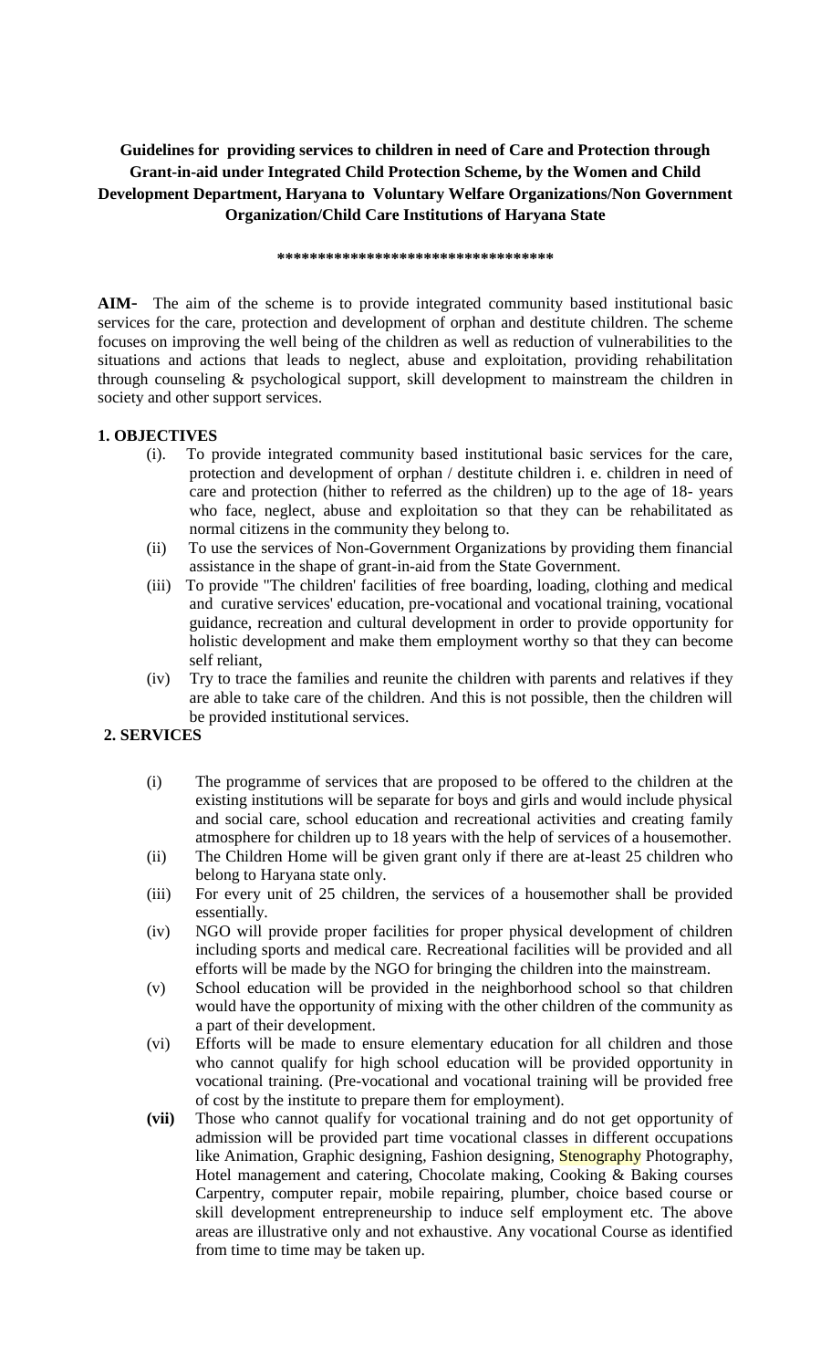**Guidelines for providing services to children in need of Care and Protection through Grant-in-aid under Integrated Child Protection Scheme, by the Women and Child Development Department, Haryana to Voluntary Welfare Organizations/Non Government Organization/Child Care Institutions of Haryana State**

**\*\*\*\*\*\*\*\*\*\*\*\*\*\*\*\*\*\*\*\*\*\*\*\*\*\*\*\*\*\*\*\*\*\***

**AIM-** The aim of the scheme is to provide integrated community based institutional basic services for the care, protection and development of orphan and destitute children. The scheme focuses on improving the well being of the children as well as reduction of vulnerabilities to the situations and actions that leads to neglect, abuse and exploitation, providing rehabilitation through counseling & psychological support, skill development to mainstream the children in society and other support services.

**1. OBJECTIVES**

(i). To provide integrated community based institutional basic services for the care, protection and development of orphan / destitute children i. e. children in need of care and protection (hither to referred as the children) up to the age of 18- years who face, neglect, abuse and exploitation so that they can be rehabilitated as normal citizens in the community they belong to.

(ii) To use the services of Non-Government Organizations by providing them financial assistance in the shape of grant-in-aid from the State Government.

(iii) To provide "The children' facilities of free boarding, loading, clothing and medical and curative services' education, pre-vocational and vocational training, vocational guidance, recreation and cultural development in order to provide opportunity for holistic development and make them employment worthy so that they can become self reliant,

(iv) Try to trace the families and reunite the children with parents and relatives if they are able to take care of the children. And this is not possible, then the children will be provided institutional services.

**2. SERVICES**

(i) The programme of services that are proposed to be offered to the children at the existing institutions will be separate for boys and girls and would include physical and social care, school education and recreational activities and creating family atmosphere for children up to 18 years with the help of services of a housemother.

(ii) The Children Home will be given grant only if there are at-least 25 children who belong to Haryana state only.

(iii) For every unit of 25 children, the services of a housemother shall be provided essentially.

(iv) NGO will provide proper facilities for proper physical development of children including sports and medical care. Recreational facilities will be provided and all efforts will be made by the NGO for bringing the children into the mainstream.

(v) School education will be provided in the neighborhood school so that children would have the opportunity of mixing with the other children of the community as a part of their development.

(vi) Efforts will be made to ensure elementary education for all children and those who cannot qualify for high school education will be provided opportunity in vocational training. (Pre-vocational and vocational training will be provided free of cost by the institute to prepare them for employment).

**(vii)** Those who cannot qualify for vocational training and do not get opportunity of admission will be provided part time vocational classes in different occupations like Animation, Graphic designing, Fashion designing, Stenography Photography, Hotel management and catering, Chocolate making, Cooking & Baking courses Carpentry, computer repair, mobile repairing, plumber, choice based course or skill development entrepreneurship to induce self employment etc. The above areas are illustrative only and not exhaustive. Any vocational Course as identified from time to time may be taken up.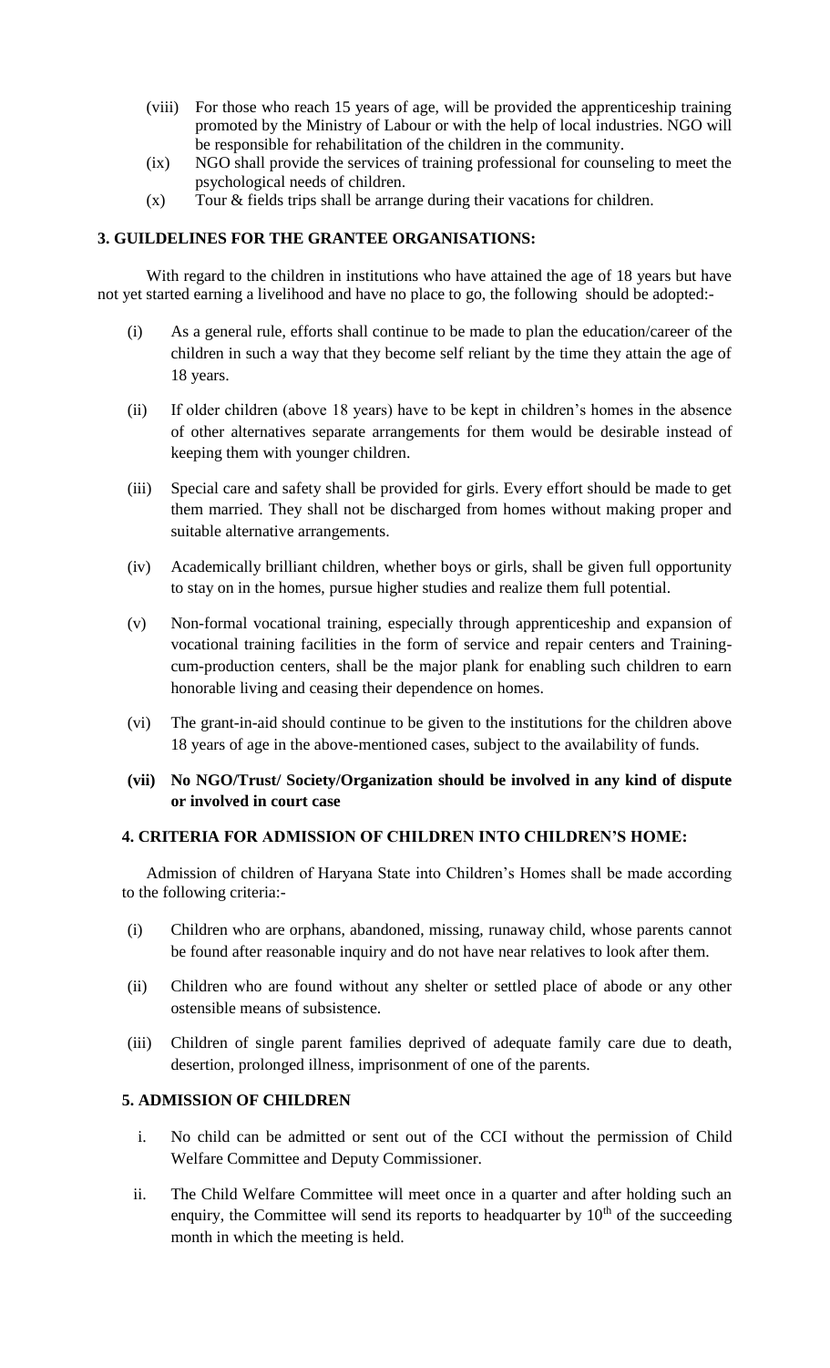(viii) For those who reach 15 years of age, will be provided the apprenticeship training promoted by the Ministry of Labour or with the help of local industries. NGO will be responsible for rehabilitation of the children in the community.

(ix) NGO shall provide the services of training professional for counseling to meet the psychological needs of children.

(x) Tour & fields trips shall be arrange during their vacations for children.

### 3. GUILDELINES FOR THE GRANTEE ORGANISATIONS:

With regard to the children in institutions who have attained the age of 18 years but have not yet started earning a livelihood and have no place to go, the following should be adopted:-

(i) As a general rule, efforts shall continue to be made to plan the education/career of the children in such a way that they become self reliant by the time they attain the age of 18 years.

(ii) If older children (above 18 years) have to be kept in children's homes in the absence of other alternatives separate arrangements for them would be desirable instead of keeping them with younger children.

(iii) Special care and safety shall be provided for girls. Every effort should be made to get them married. They shall not be discharged from homes without making proper and suitable alternative arrangements.

(iv) Academically brilliant children, whether boys or girls, shall be given full opportunity to stay on in the homes, pursue higher studies and realize them full potential.

(v) Non-formal vocational training, especially through apprenticeship and expansion of vocational training facilities in the form of service and repair centers and Training-cum-production centers, shall be the major plank for enabling such children to earn honorable living and ceasing their dependence on homes.

(vi) The grant-in-aid should continue to be given to the institutions for the children above 18 years of age in the above-mentioned cases, subject to the availability of funds.

**(vii) No NGO/Trust/ Society/Organization should be involved in any kind of dispute or involved in court case**

### 4. CRITERIA FOR ADMISSION OF CHILDREN INTO CHILDREN'S HOME:

Admission of children of Haryana State into Children's Homes shall be made according to the following criteria:-

(i) Children who are orphans, abandoned, missing, runaway child, whose parents cannot be found after reasonable inquiry and do not have near relatives to look after them.

(ii) Children who are found without any shelter or settled place of abode or any other ostensible means of subsistence.

(iii) Children of single parent families deprived of adequate family care due to death, desertion, prolonged illness, imprisonment of one of the parents.

### 5. ADMISSION OF CHILDREN

i. No child can be admitted or sent out of the CCI without the permission of Child Welfare Committee and Deputy Commissioner.

ii. The Child Welfare Committee will meet once in a quarter and after holding such an enquiry, the Committee will send its reports to headquarter by 10th of the succeeding month in which the meeting is held.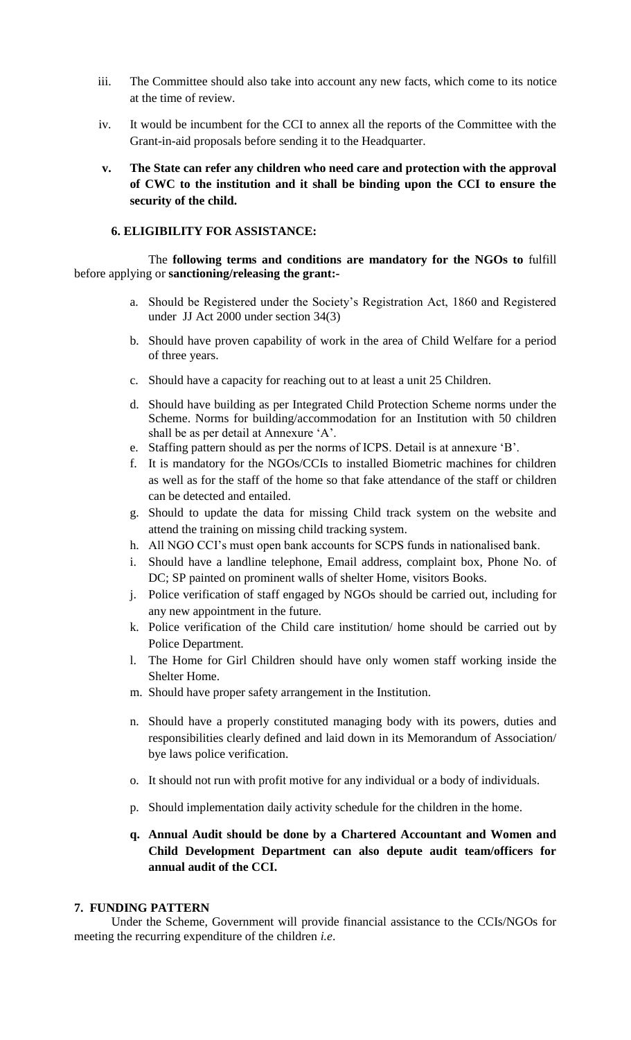iii. The Committee should also take into account any new facts, which come to its notice at the time of review.

iv. It would be incumbent for the CCI to annex all the reports of the Committee with the Grant-in-aid proposals before sending it to the Headquarter.

**v. The State can refer any children who need care and protection with the approval of CWC to the institution and it shall be binding upon the CCI to ensure the security of the child.**

### 6. ELIGIBILITY FOR ASSISTANCE:

The **following terms and conditions are mandatory for the NGOs to** fulfill before applying or **sanctioning/releasing the grant:-**

a. Should be Registered under the Society's Registration Act, 1860 and Registered under JJ Act 2000 under section 34(3)

b. Should have proven capability of work in the area of Child Welfare for a period of three years.

c. Should have a capacity for reaching out to at least a unit 25 Children.

d. Should have building as per Integrated Child Protection Scheme norms under the Scheme. Norms for building/accommodation for an Institution with 50 children shall be as per detail at Annexure 'A'.

e. Staffing pattern should as per the norms of ICPS. Detail is at annexure 'B'.

f. It is mandatory for the NGOs/CCIs to installed Biometric machines for children as well as for the staff of the home so that fake attendance of the staff or children can be detected and entailed.

g. Should to update the data for missing Child track system on the website and attend the training on missing child tracking system.

h. All NGO CCI's must open bank accounts for SCPS funds in nationalised bank.

i. Should have a landline telephone, Email address, complaint box, Phone No. of DC; SP painted on prominent walls of shelter Home, visitors Books.

j. Police verification of staff engaged by NGOs should be carried out, including for any new appointment in the future.

k. Police verification of the Child care institution/ home should be carried out by Police Department.

l. The Home for Girl Children should have only women staff working inside the Shelter Home.

m. Should have proper safety arrangement in the Institution.

n. Should have a properly constituted managing body with its powers, duties and responsibilities clearly defined and laid down in its Memorandum of Association/ bye laws police verification.

o. It should not run with profit motive for any individual or a body of individuals.

p. Should implementation daily activity schedule for the children in the home.

**q. Annual Audit should be done by a Chartered Accountant and Women and Child Development Department can also depute audit team/officers for annual audit of the CCI.**

### 7. FUNDING PATTERN

Under the Scheme, Government will provide financial assistance to the CCIs/NGOs for meeting the recurring expenditure of the children *i.e*.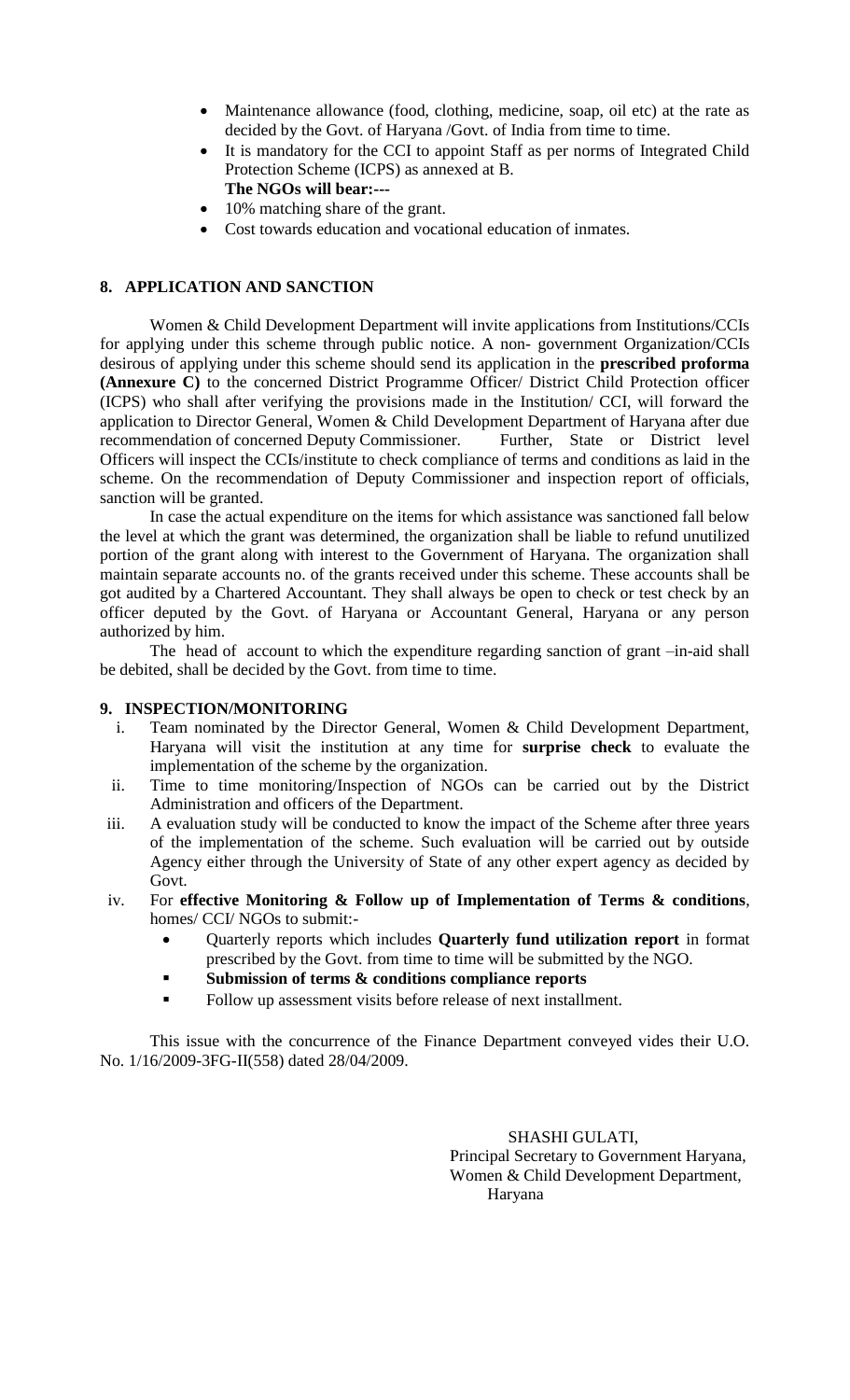- Maintenance allowance (food, clothing, medicine, soap, oil etc) at the rate as decided by the Govt. of Haryana /Govt. of India from time to time.
- It is mandatory for the CCI to appoint Staff as per norms of Integrated Child Protection Scheme (ICPS) as annexed at B.

**The NGOs will bear:---**

- 10% matching share of the grant.
- Cost towards education and vocational education of inmates.

## 8. APPLICATION AND SANCTION

Women & Child Development Department will invite applications from Institutions/CCIs for applying under this scheme through public notice. A non- government Organization/CCIs desirous of applying under this scheme should send its application in the **prescribed proforma (Annexure C)** to the concerned District Programme Officer/ District Child Protection officer (ICPS) who shall after verifying the provisions made in the Institution/ CCI, will forward the application to Director General, Women & Child Development Department of Haryana after due recommendation of concerned Deputy Commissioner. Further, State or District level Officers will inspect the CCIs/institute to check compliance of terms and conditions as laid in the scheme. On the recommendation of Deputy Commissioner and inspection report of officials, sanction will be granted.

In case the actual expenditure on the items for which assistance was sanctioned fall below the level at which the grant was determined, the organization shall be liable to refund unutilized portion of the grant along with interest to the Government of Haryana. The organization shall maintain separate accounts no. of the grants received under this scheme. These accounts shall be got audited by a Chartered Accountant. They shall always be open to check or test check by an officer deputed by the Govt. of Haryana or Accountant General, Haryana or any person authorized by him.

The head of account to which the expenditure regarding sanction of grant –in-aid shall be debited, shall be decided by the Govt. from time to time.

## 9. INSPECTION/MONITORING

i. Team nominated by the Director General, Women & Child Development Department, Haryana will visit the institution at any time for **surprise check** to evaluate the implementation of the scheme by the organization.

ii. Time to time monitoring/Inspection of NGOs can be carried out by the District Administration and officers of the Department.

iii. A evaluation study will be conducted to know the impact of the Scheme after three years of the implementation of the scheme. Such evaluation will be carried out by outside Agency either through the University of State of any other expert agency as decided by Govt.

iv. For **effective Monitoring & Follow up of Implementation of Terms & conditions**, homes/ CCI/ NGOs to submit:-

- Quarterly reports which includes **Quarterly fund utilization report** in format prescribed by the Govt. from time to time will be submitted by the NGO.
- **Submission of terms & conditions compliance reports**
- Follow up assessment visits before release of next installment.

This issue with the concurrence of the Finance Department conveyed vides their U.O. No. 1/16/2009-3FG-II(558) dated 28/04/2009.

SHASHI GULATI,
Principal Secretary to Government Haryana,
Women & Child Development Department,
Haryana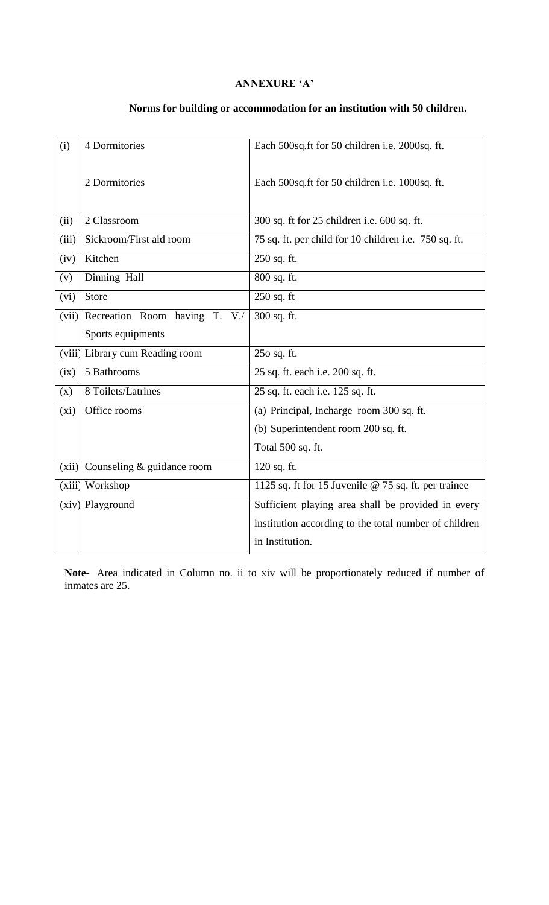**ANNEXURE 'A'**

**Norms for building or accommodation for an institution with 50 children.**

| | | |
|---|---|---|
| (i) | 4 Dormitories<br><br>2 Dormitories | Each 500sq.ft for 50 children i.e. 2000sq. ft.<br><br>Each 500sq.ft for 50 children i.e. 1000sq. ft. |
| (ii) | 2 Classroom | 300 sq. ft for 25 children i.e. 600 sq. ft. |
| (iii) | Sickroom/First aid room | 75 sq. ft. per child for 10 children i.e. 750 sq. ft. |
| (iv) | Kitchen | 250 sq. ft. |
| (v) | Dinning Hall | 800 sq. ft. |
| (vi) | Store | 250 sq. ft |
| (vii) | Recreation Room having T. V./ Sports equipments | 300 sq. ft. |
| (viii) | Library cum Reading room | 25o sq. ft. |
| (ix) | 5 Bathrooms | 25 sq. ft. each i.e. 200 sq. ft. |
| (x) | 8 Toilets/Latrines | 25 sq. ft. each i.e. 125 sq. ft. |
| (xi) | Office rooms | (a) Principal, Incharge room 300 sq. ft.<br>(b) Superintendent room 200 sq. ft.<br>Total 500 sq. ft. |
| (xii) | Counseling & guidance room | 120 sq. ft. |
| (xiii) | Workshop | 1125 sq. ft for 15 Juvenile @ 75 sq. ft. per trainee |
| (xiv) | Playground | Sufficient playing area shall be provided in every institution according to the total number of children in Institution. |

**Note-** Area indicated in Column no. ii to xiv will be proportionately reduced if number of inmates are 25.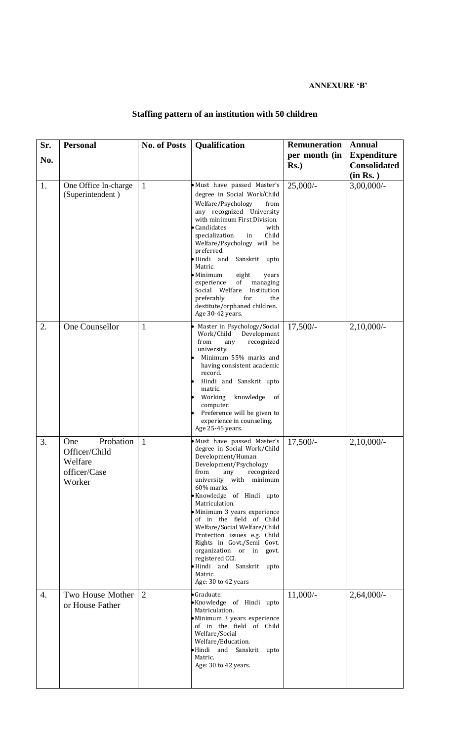**ANNEXURE 'B'**

## Staffing pattern of an institution with 50 children

| Sr. No. | Personal | No. of Posts | Qualification | Remuneration per month (in Rs.) | Annual Expenditure Consolidated (in Rs. ) |
|---|---|---|---|---|---|
| 1. | One Office In-charge (Superintendent ) | 1 | • Must have passed Master's degree in Social Work/Child Welfare/Psychology from any recognized University with minimum First Division.<br>• Candidates with specialization in Child Welfare/Psychology will be preferred.<br>• Hindi and Sanskrit upto Matric.<br>• Minimum eight years experience of managing Social Welfare Institution preferably for the destitute/orphaned children.<br>Age 30-42 years. | 25,000/- | 3,00,000/- |
| 2. | One Counsellor | 1 | • Master in Psychology/Social Work/Child Development from any recognized university.<br>• Minimum 55% marks and having consistent academic record.<br>• Hindi and Sanskrit upto matric.<br>• Working knowledge of computer.<br>• Preference will be given to experience in counseling.<br>Age 25-45 years. | 17,500/- | 2,10,000/- |
| 3. | One Probation Officer/Child Welfare officer/Case Worker | 1 | • Must have passed Master's degree in Social Work/Child Development/Human Development/Psychology from any recognized university with minimum 60% marks.<br>• Knowledge of Hindi upto Matriculation.<br>• Minimum 3 years experience of in the field of Child Welfare/Social Welfare/Child Protection issues e.g. Child Rights in Govt./Semi Govt. organization or in govt. registered CCI.<br>• Hindi and Sanskrit upto Matric.<br>Age: 30 to 42 years | 17,500/- | 2,10,000/- |
| 4. | Two House Mother or House Father | 2 | • Graduate.<br>• Knowledge of Hindi upto Matriculation.<br>• Minimum 3 years experience of in the field of Child Welfare/Social Welfare/Education.<br>• Hindi and Sanskrit upto Matric.<br>Age: 30 to 42 years. | 11,000/- | 2,64,000/- |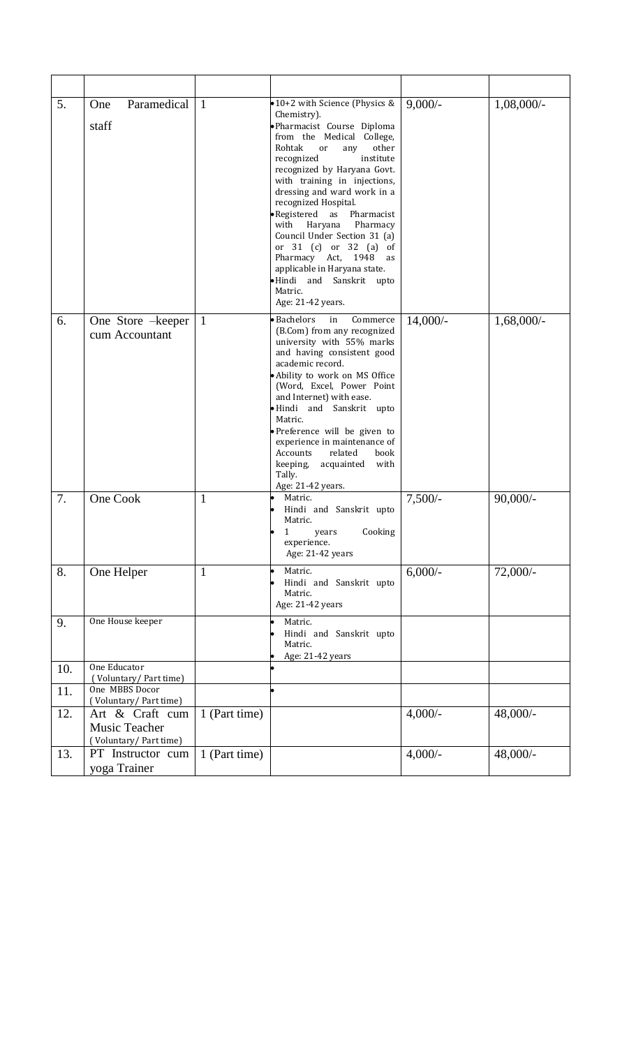| | | | | | |
|---|---|---|---|---|---|
| 5. | One Paramedical staff | 1 | • 10+2 with Science (Physics & Chemistry).<br>• Pharmacist Course Diploma from the Medical College, Rohtak or any other recognized institute recognized by Haryana Govt. with training in injections, dressing and ward work in a recognized Hospital.<br>• Registered as Pharmacist with Haryana Pharmacy Council Under Section 31 (a) or 31 (c) or 32 (a) of Pharmacy Act, 1948 as applicable in Haryana state.<br>• Hindi and Sanskrit upto Matric.<br>Age: 21-42 years. | 9,000/- | 1,08,000/- |
| 6. | One Store –keeper cum Accountant | 1 | • Bachelors in Commerce (B.Com) from any recognized university with 55% marks and having consistent good academic record.<br>• Ability to work on MS Office (Word, Excel, Power Point and Internet) with ease.<br>• Hindi and Sanskrit upto Matric.<br>• Preference will be given to experience in maintenance of Accounts related book keeping, acquainted with Tally.<br>Age: 21-42 years. | 14,000/- | 1,68,000/- |
| 7. | One Cook | 1 | • Matric.<br>• Hindi and Sanskrit upto Matric.<br>• 1 years Cooking experience.<br>Age: 21-42 years | 7,500/- | 90,000/- |
| 8. | One Helper | 1 | • Matric.<br>• Hindi and Sanskrit upto Matric.<br>Age: 21-42 years | 6,000/- | 72,000/- |
| 9. | One House keeper | | • Matric.<br>• Hindi and Sanskrit upto Matric.<br>• Age: 21-42 years | | |
| 10. | One Educator (Voluntary/ Part time) | | • | | |
| 11. | One MBBS Docor (Voluntary/ Part time) | | • | | |
| 12. | Art & Craft cum Music Teacher (Voluntary/ Part time) | 1 (Part time) | | 4,000/- | 48,000/- |
| 13. | PT Instructor cum yoga Trainer | 1 (Part time) | | 4,000/- | 48,000/- |